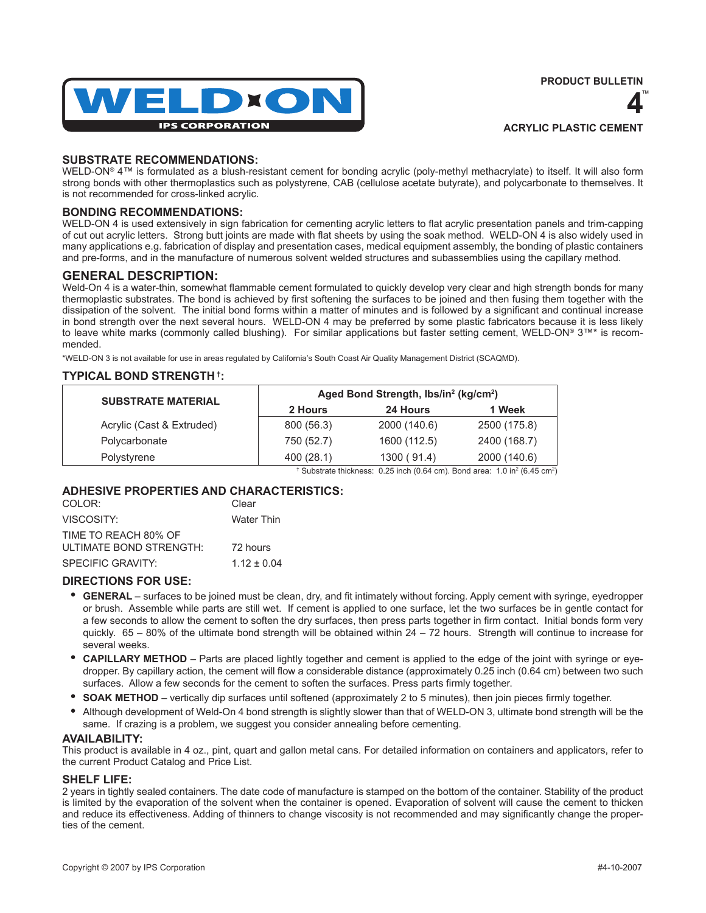**WELD-ON**
IPS CORPORATION

PRODUCT BULLETIN

# 4™

ACRYLIC PLASTIC CEMENT

## SUBSTRATE RECOMMENDATIONS:

WELD-ON® 4™ is formulated as a blush-resistant cement for bonding acrylic (poly-methyl methacrylate) to itself. It will also form strong bonds with other thermoplastics such as polystyrene, CAB (cellulose acetate butyrate), and polycarbonate to themselves. It is not recommended for cross-linked acrylic.

## BONDING RECOMMENDATIONS:

WELD-ON 4 is used extensively in sign fabrication for cementing acrylic letters to flat acrylic presentation panels and trim-capping of cut out acrylic letters. Strong butt joints are made with flat sheets by using the soak method. WELD-ON 4 is also widely used in many applications e.g. fabrication of display and presentation cases, medical equipment assembly, the bonding of plastic containers and pre-forms, and in the manufacture of numerous solvent welded structures and subassemblies using the capillary method.

## GENERAL DESCRIPTION:

Weld-On 4 is a water-thin, somewhat flammable cement formulated to quickly develop very clear and high strength bonds for many thermoplastic substrates. The bond is achieved by first softening the surfaces to be joined and then fusing them together with the dissipation of the solvent. The initial bond forms within a matter of minutes and is followed by a significant and continual increase in bond strength over the next several hours. WELD-ON 4 may be preferred by some plastic fabricators because it is less likely to leave white marks (commonly called blushing). For similar applications but faster setting cement, WELD-ON® 3™* is recommended.

*WELD-ON 3 is not available for use in areas regulated by California's South Coast Air Quality Management District (SCAQMD).

## TYPICAL BOND STRENGTH †:

| SUBSTRATE MATERIAL | Aged Bond Strength, lbs/in² (kg/cm²) | | |
|---|---|---|---|
| | 2 Hours | 24 Hours | 1 Week |
| Acrylic (Cast & Extruded) | 800 (56.3) | 2000 (140.6) | 2500 (175.8) |
| Polycarbonate | 750 (52.7) | 1600 (112.5) | 2400 (168.7) |
| Polystyrene | 400 (28.1) | 1300 ( 91.4) | 2000 (140.6) |

† Substrate thickness: 0.25 inch (0.64 cm). Bond area: 1.0 in² (6.45 cm²)

## ADHESIVE PROPERTIES AND CHARACTERISTICS:

| | |
|---|---|
| COLOR: | Clear |
| VISCOSITY: | Water Thin |
| TIME TO REACH 80% OF ULTIMATE BOND STRENGTH: | 72 hours |
| SPECIFIC GRAVITY: | 1.12 ± 0.04 |

## DIRECTIONS FOR USE:

- **GENERAL** – surfaces to be joined must be clean, dry, and fit intimately without forcing. Apply cement with syringe, eyedropper or brush. Assemble while parts are still wet. If cement is applied to one surface, let the two surfaces be in gentle contact for a few seconds to allow the cement to soften the dry surfaces, then press parts together in firm contact. Initial bonds form very quickly. 65 – 80% of the ultimate bond strength will be obtained within 24 – 72 hours. Strength will continue to increase for several weeks.
- **CAPILLARY METHOD** – Parts are placed lightly together and cement is applied to the edge of the joint with syringe or eyedropper. By capillary action, the cement will flow a considerable distance (approximately 0.25 inch (0.64 cm) between two such surfaces. Allow a few seconds for the cement to soften the surfaces. Press parts firmly together.
- **SOAK METHOD** – vertically dip surfaces until softened (approximately 2 to 5 minutes), then join pieces firmly together.
- Although development of Weld-On 4 bond strength is slightly slower than that of WELD-ON 3, ultimate bond strength will be the same. If crazing is a problem, we suggest you consider annealing before cementing.

## AVAILABILITY:

This product is available in 4 oz., pint, quart and gallon metal cans. For detailed information on containers and applicators, refer to the current Product Catalog and Price List.

## SHELF LIFE:

2 years in tightly sealed containers. The date code of manufacture is stamped on the bottom of the container. Stability of the product is limited by the evaporation of the solvent when the container is opened. Evaporation of solvent will cause the cement to thicken and reduce its effectiveness. Adding of thinners to change viscosity is not recommended and may significantly change the properties of the cement.

Copyright © 2007 by IPS Corporation

#4-10-2007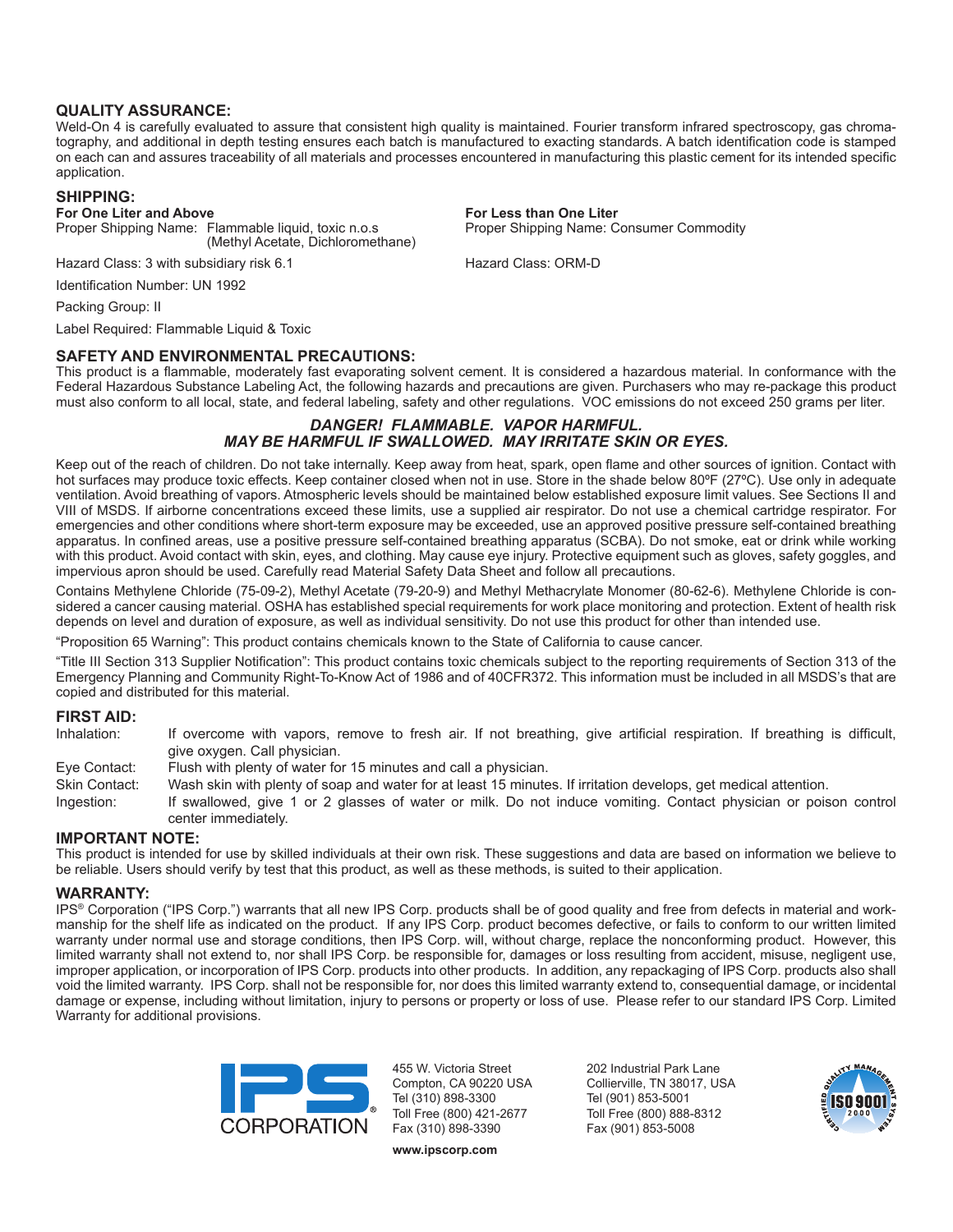## QUALITY ASSURANCE:

Weld-On 4 is carefully evaluated to assure that consistent high quality is maintained. Fourier transform infrared spectroscopy, gas chromatography, and additional in depth testing ensures each batch is manufactured to exacting standards. A batch identification code is stamped on each can and assures traceability of all materials and processes encountered in manufacturing this plastic cement for its intended specific application.

## SHIPPING:

**For One Liter and Above**

Proper Shipping Name: Flammable liquid, toxic n.o.s (Methyl Acetate, Dichloromethane)

Hazard Class: 3 with subsidiary risk 6.1

Identification Number: UN 1992

Packing Group: II

Label Required: Flammable Liquid & Toxic

**For Less than One Liter**

Proper Shipping Name: Consumer Commodity

Hazard Class: ORM-D

## SAFETY AND ENVIRONMENTAL PRECAUTIONS:

This product is a flammable, moderately fast evaporating solvent cement. It is considered a hazardous material. In conformance with the Federal Hazardous Substance Labeling Act, the following hazards and precautions are given. Purchasers who may re-package this product must also conform to all local, state, and federal labeling, safety and other regulations. VOC emissions do not exceed 250 grams per liter.

***DANGER! FLAMMABLE. VAPOR HARMFUL.***
***MAY BE HARMFUL IF SWALLOWED. MAY IRRITATE SKIN OR EYES.***

Keep out of the reach of children. Do not take internally. Keep away from heat, spark, open flame and other sources of ignition. Contact with hot surfaces may produce toxic effects. Keep container closed when not in use. Store in the shade below 80ºF (27ºC). Use only in adequate ventilation. Avoid breathing of vapors. Atmospheric levels should be maintained below established exposure limit values. See Sections II and VIII of MSDS. If airborne concentrations exceed these limits, use a supplied air respirator. Do not use a chemical cartridge respirator. For emergencies and other conditions where short-term exposure may be exceeded, use an approved positive pressure self-contained breathing apparatus. In confined areas, use a positive pressure self-contained breathing apparatus (SCBA). Do not smoke, eat or drink while working with this product. Avoid contact with skin, eyes, and clothing. May cause eye injury. Protective equipment such as gloves, safety goggles, and impervious apron should be used. Carefully read Material Safety Data Sheet and follow all precautions.

Contains Methylene Chloride (75-09-2), Methyl Acetate (79-20-9) and Methyl Methacrylate Monomer (80-62-6). Methylene Chloride is considered a cancer causing material. OSHA has established special requirements for work place monitoring and protection. Extent of health risk depends on level and duration of exposure, as well as individual sensitivity. Do not use this product for other than intended use.

"Proposition 65 Warning": This product contains chemicals known to the State of California to cause cancer.

"Title III Section 313 Supplier Notification": This product contains toxic chemicals subject to the reporting requirements of Section 313 of the Emergency Planning and Community Right-To-Know Act of 1986 and of 40CFR372. This information must be included in all MSDS's that are copied and distributed for this material.

## FIRST AID:

| | |
|---|---|
| Inhalation: | If overcome with vapors, remove to fresh air. If not breathing, give artificial respiration. If breathing is difficult, give oxygen. Call physician. |
| Eye Contact: | Flush with plenty of water for 15 minutes and call a physician. |
| Skin Contact: | Wash skin with plenty of soap and water for at least 15 minutes. If irritation develops, get medical attention. |
| Ingestion: | If swallowed, give 1 or 2 glasses of water or milk. Do not induce vomiting. Contact physician or poison control center immediately. |

## IMPORTANT NOTE:

This product is intended for use by skilled individuals at their own risk. These suggestions and data are based on information we believe to be reliable. Users should verify by test that this product, as well as these methods, is suited to their application.

## WARRANTY:

IPS® Corporation ("IPS Corp.") warrants that all new IPS Corp. products shall be of good quality and free from defects in material and workmanship for the shelf life as indicated on the product. If any IPS Corp. product becomes defective, or fails to conform to our written limited warranty under normal use and storage conditions, then IPS Corp. will, without charge, replace the nonconforming product. However, this limited warranty shall not extend to, nor shall IPS Corp. be responsible for, damages or loss resulting from accident, misuse, negligent use, improper application, or incorporation of IPS Corp. products into other products. In addition, any repackaging of IPS Corp. products also shall void the limited warranty. IPS Corp. shall not be responsible for, nor does this limited warranty extend to, consequential damage, or incidental damage or expense, including without limitation, injury to persons or property or loss of use. Please refer to our standard IPS Corp. Limited Warranty for additional provisions.

IPS CORPORATION®

455 W. Victoria Street
Compton, CA 90220 USA
Tel (310) 898-3300
Toll Free (800) 421-2677
Fax (310) 898-3390

202 Industrial Park Lane
Collierville, TN 38017, USA
Tel (901) 853-5001
Toll Free (800) 888-8312
Fax (901) 853-5008

www.ipscorp.com

CERTIFIED QUALITY MANAGEMENT SYSTEM ISO 9001 2000